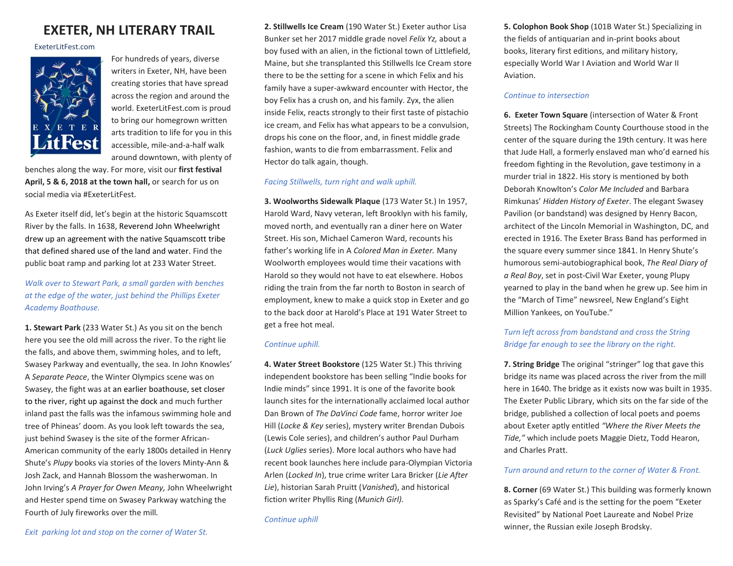# EXETER, NH LITERARY TRAIL

ExeterLitFest.com

For hundreds of years, diverse writers in Exeter, NH, have been creating stories that have spread across the region and around the world. ExeterLitFest.com is proud to bring our homegrown written arts tradition to life for you in this accessible, mile-and-a-half walk around downtown, with plenty of benches along the way. For more, visit our **first festival April, 5 & 6, 2018 at the town hall,** or search for us on social media via #ExeterLitFest.

As Exeter itself did, let's begin at the historic Squamscott River by the falls. In 1638, Reverend John Wheelwright drew up an agreement with the native Squamscott tribe that defined shared use of the land and water. Find the public boat ramp and parking lot at 233 Water Street.

*Walk over to Stewart Park, a small garden with benches at the edge of the water, just behind the Phillips Exeter Academy Boathouse.*

**1. Stewart Park** (233 Water St.) As you sit on the bench here you see the old mill across the river. To the right lie the falls, and above them, swimming holes, and to left, Swasey Parkway and eventually, the sea. In John Knowles' *A Separate Peace*, the Winter Olympics scene was on Swasey, the fight was at an earlier boathouse, set closer to the river, right up against the dock and much further inland past the falls was the infamous swimming hole and tree of Phineas' doom. As you look left towards the sea, just behind Swasey is the site of the former African-American community of the early 1800s detailed in Henry Shute's *Plupy* books via stories of the lovers Minty-Ann & Josh Zack, and Hannah Blossom the washerwoman. In John Irving's *A Prayer for Owen Meany,* John Wheelwright and Hester spend time on Swasey Parkway watching the Fourth of July fireworks over the mill.

*Exit parking lot and stop on the corner of Water St.*

**2. Stillwells Ice Cream** (190 Water St.) Exeter author Lisa Bunker set her 2017 middle grade novel *Felix Yz,* about a boy fused with an alien, in the fictional town of Littlefield, Maine, but she transplanted this Stillwells Ice Cream store there to be the setting for a scene in which Felix and his family have a super-awkward encounter with Hector, the boy Felix has a crush on, and his family. Zyx, the alien inside Felix, reacts strongly to their first taste of pistachio ice cream, and Felix has what appears to be a convulsion, drops his cone on the floor, and, in finest middle grade fashion, wants to die from embarrassment. Felix and Hector do talk again, though.

*Facing Stillwells, turn right and walk uphill.*

**3. Woolworths Sidewalk Plaque** (173 Water St.) In 1957, Harold Ward, Navy veteran, left Brooklyn with his family, moved north, and eventually ran a diner here on Water Street. His son, Michael Cameron Ward, recounts his father's working life in A *Colored Man in Exeter.* Many Woolworth employees would time their vacations with Harold so they would not have to eat elsewhere. Hobos riding the train from the far north to Boston in search of employment, knew to make a quick stop in Exeter and go to the back door at Harold's Place at 191 Water Street to get a free hot meal.

*Continue uphill.*

**4. Water Street Bookstore** (125 Water St.) This thriving independent bookstore has been selling "Indie books for Indie minds" since 1991. It is one of the favorite book launch sites for the internationally acclaimed local author Dan Brown of *The DaVinci Code* fame, horror writer Joe Hill (*Locke & Key* series), mystery writer Brendan Dubois (Lewis Cole series), and children's author Paul Durham (*Luck Uglies* series). More local authors who have had recent book launches here include para-Olympian Victoria Arlen (*Locked In*), true crime writer Lara Bricker (*Lie After Lie*), historian Sarah Pruitt (*Vanished*), and historical fiction writer Phyllis Ring (*Munich Girl).*

*Continue uphill*

**5. Colophon Book Shop** (101B Water St.) Specializing in the fields of antiquarian and in-print books about books, literary first editions, and military history, especially World War I Aviation and World War II Aviation.

*Continue to intersection*

**6. Exeter Town Square** (intersection of Water & Front Streets) The Rockingham County Courthouse stood in the center of the square during the 19th century. It was here that Jude Hall, a formerly enslaved man who'd earned his freedom fighting in the Revolution, gave testimony in a murder trial in 1822. His story is mentioned by both Deborah Knowlton's *Color Me Included* and Barbara Rimkunas' *Hidden History of Exeter*. The elegant Swasey Pavilion (or bandstand) was designed by Henry Bacon, architect of the Lincoln Memorial in Washington, DC, and erected in 1916. The Exeter Brass Band has performed in the square every summer since 1841. In Henry Shute's humorous semi-autobiographical book, *The Real Diary of a Real Boy*, set in post-Civil War Exeter, young Plupy yearned to play in the band when he grew up. See him in the "March of Time" newsreel, New England's Eight Million Yankees, on YouTube."

*Turn left across from bandstand and cross the String Bridge far enough to see the library on the right.*

**7. String Bridge** The original "stringer" log that gave this bridge its name was placed across the river from the mill here in 1640. The bridge as it exists now was built in 1935. The Exeter Public Library, which sits on the far side of the bridge, published a collection of local poets and poems about Exeter aptly entitled *"Where the River Meets the Tide,"* which include poets Maggie Dietz, Todd Hearon, and Charles Pratt.

*Turn around and return to the corner of Water & Front.*

**8. Corner** (69 Water St.) This building was formerly known as Sparky's Café and is the setting for the poem "Exeter Revisited" by National Poet Laureate and Nobel Prize winner, the Russian exile Joseph Brodsky.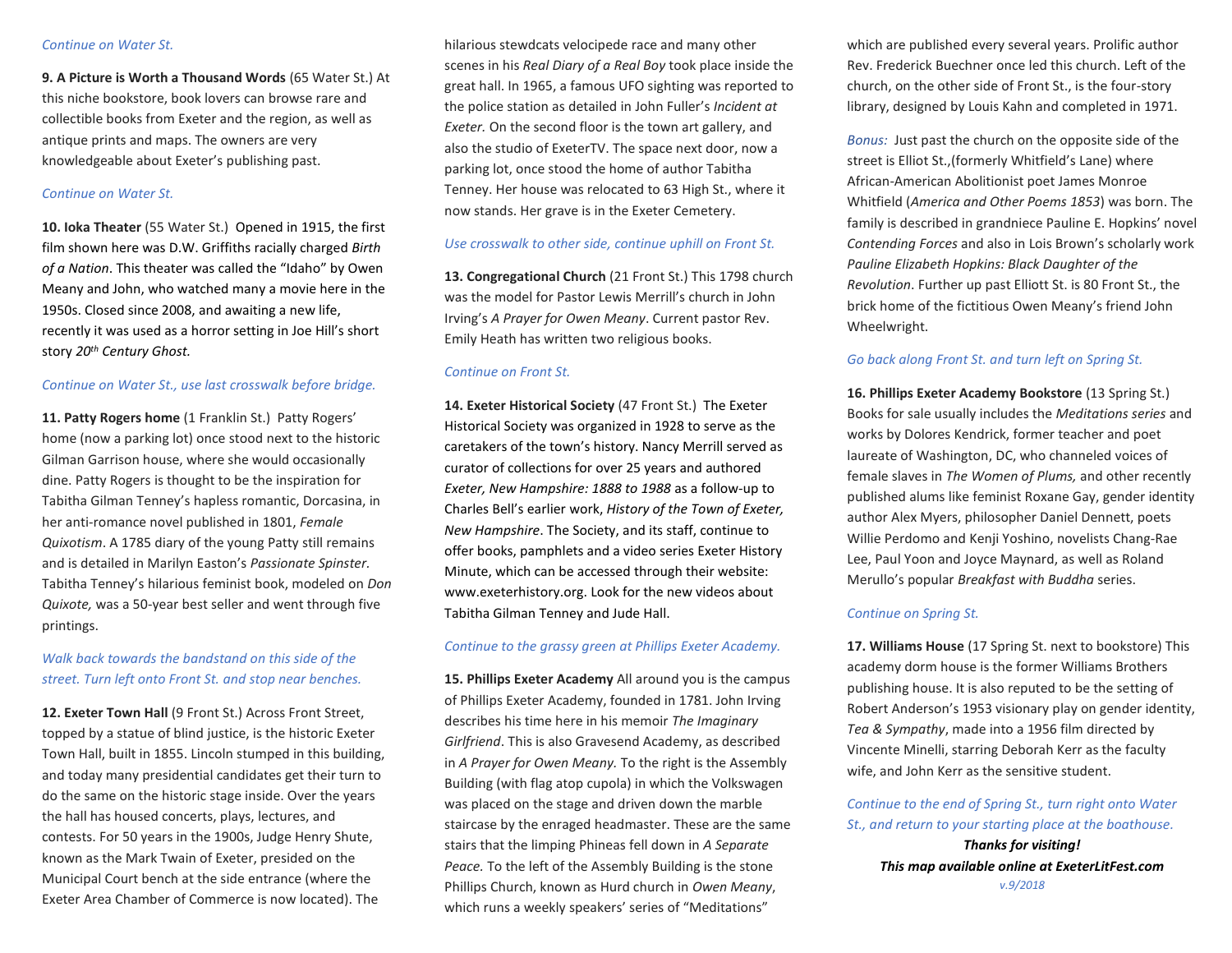*Continue on Water St.*

**9. A Picture is Worth a Thousand Words** (65 Water St.) At this niche bookstore, book lovers can browse rare and collectible books from Exeter and the region, as well as antique prints and maps. The owners are very knowledgeable about Exeter's publishing past.

*Continue on Water St.*

**10. Ioka Theater** (55 Water St.) Opened in 1915, the first film shown here was D.W. Griffiths racially charged *Birth of a Nation*. This theater was called the "Idaho" by Owen Meany and John, who watched many a movie here in the 1950s. Closed since 2008, and awaiting a new life, recently it was used as a horror setting in Joe Hill's short story *20th Century Ghost.*

*Continue on Water St., use last crosswalk before bridge.*

**11. Patty Rogers home** (1 Franklin St.) Patty Rogers' home (now a parking lot) once stood next to the historic Gilman Garrison house, where she would occasionally dine. Patty Rogers is thought to be the inspiration for Tabitha Gilman Tenney's hapless romantic, Dorcasina, in her anti-romance novel published in 1801, *Female Quixotism*. A 1785 diary of the young Patty still remains and is detailed in Marilyn Easton's *Passionate Spinster.* Tabitha Tenney's hilarious feminist book, modeled on *Don Quixote,* was a 50-year best seller and went through five printings.

*Walk back towards the bandstand on this side of the street. Turn left onto Front St. and stop near benches.*

**12. Exeter Town Hall** (9 Front St.) Across Front Street, topped by a statue of blind justice, is the historic Exeter Town Hall, built in 1855. Lincoln stumped in this building, and today many presidential candidates get their turn to do the same on the historic stage inside. Over the years the hall has housed concerts, plays, lectures, and contests. For 50 years in the 1900s, Judge Henry Shute, known as the Mark Twain of Exeter, presided on the Municipal Court bench at the side entrance (where the Exeter Area Chamber of Commerce is now located). The hilarious stewdcats velocipede race and many other scenes in his *Real Diary of a Real Boy* took place inside the great hall. In 1965, a famous UFO sighting was reported to the police station as detailed in John Fuller's *Incident at Exeter.* On the second floor is the town art gallery, and also the studio of ExeterTV. The space next door, now a parking lot, once stood the home of author Tabitha Tenney. Her house was relocated to 63 High St., where it now stands. Her grave is in the Exeter Cemetery.

*Use crosswalk to other side, continue uphill on Front St.*

**13. Congregational Church** (21 Front St.) This 1798 church was the model for Pastor Lewis Merrill's church in John Irving's *A Prayer for Owen Meany*. Current pastor Rev. Emily Heath has written two religious books.

*Continue on Front St.*

**14. Exeter Historical Society** (47 Front St.) The Exeter Historical Society was organized in 1928 to serve as the caretakers of the town's history. Nancy Merrill served as curator of collections for over 25 years and authored *Exeter, New Hampshire: 1888 to 1988* as a follow-up to Charles Bell's earlier work, *History of the Town of Exeter, New Hampshire*. The Society, and its staff, continue to offer books, pamphlets and a video series Exeter History Minute, which can be accessed through their website: www.exeterhistory.org. Look for the new videos about Tabitha Gilman Tenney and Jude Hall.

*Continue to the grassy green at Phillips Exeter Academy.*

**15. Phillips Exeter Academy** All around you is the campus of Phillips Exeter Academy, founded in 1781. John Irving describes his time here in his memoir *The Imaginary Girlfriend*. This is also Gravesend Academy, as described in *A Prayer for Owen Meany.* To the right is the Assembly Building (with flag atop cupola) in which the Volkswagen was placed on the stage and driven down the marble staircase by the enraged headmaster. These are the same stairs that the limping Phineas fell down in *A Separate Peace.* To the left of the Assembly Building is the stone Phillips Church, known as Hurd church in *Owen Meany*, which runs a weekly speakers' series of "Meditations" which are published every several years. Prolific author Rev. Frederick Buechner once led this church. Left of the church, on the other side of Front St., is the four-story library, designed by Louis Kahn and completed in 1971.

*Bonus:* Just past the church on the opposite side of the street is Elliot St.,(formerly Whitfield's Lane) where African-American Abolitionist poet James Monroe Whitfield (*America and Other Poems 1853*) was born. The family is described in grandniece Pauline E. Hopkins' novel *Contending Forces* and also in Lois Brown's scholarly work *Pauline Elizabeth Hopkins: Black Daughter of the Revolution*. Further up past Elliott St. is 80 Front St., the brick home of the fictitious Owen Meany's friend John Wheelwright.

*Go back along Front St. and turn left on Spring St.*

**16. Phillips Exeter Academy Bookstore** (13 Spring St.) Books for sale usually includes the *Meditations series* and works by Dolores Kendrick, former teacher and poet laureate of Washington, DC, who channeled voices of female slaves in *The Women of Plums,* and other recently published alums like feminist Roxane Gay, gender identity author Alex Myers, philosopher Daniel Dennett, poets Willie Perdomo and Kenji Yoshino, novelists Chang-Rae Lee, Paul Yoon and Joyce Maynard, as well as Roland Merullo's popular *Breakfast with Buddha* series.

*Continue on Spring St.*

**17. Williams House** (17 Spring St. next to bookstore) This academy dorm house is the former Williams Brothers publishing house. It is also reputed to be the setting of Robert Anderson's 1953 visionary play on gender identity, *Tea & Sympathy*, made into a 1956 film directed by Vincente Minelli, starring Deborah Kerr as the faculty wife, and John Kerr as the sensitive student.

*Continue to the end of Spring St., turn right onto Water St., and return to your starting place at the boathouse.*

***Thanks for visiting!***

***This map available online at ExeterLitFest.com***

*v.9/2018*